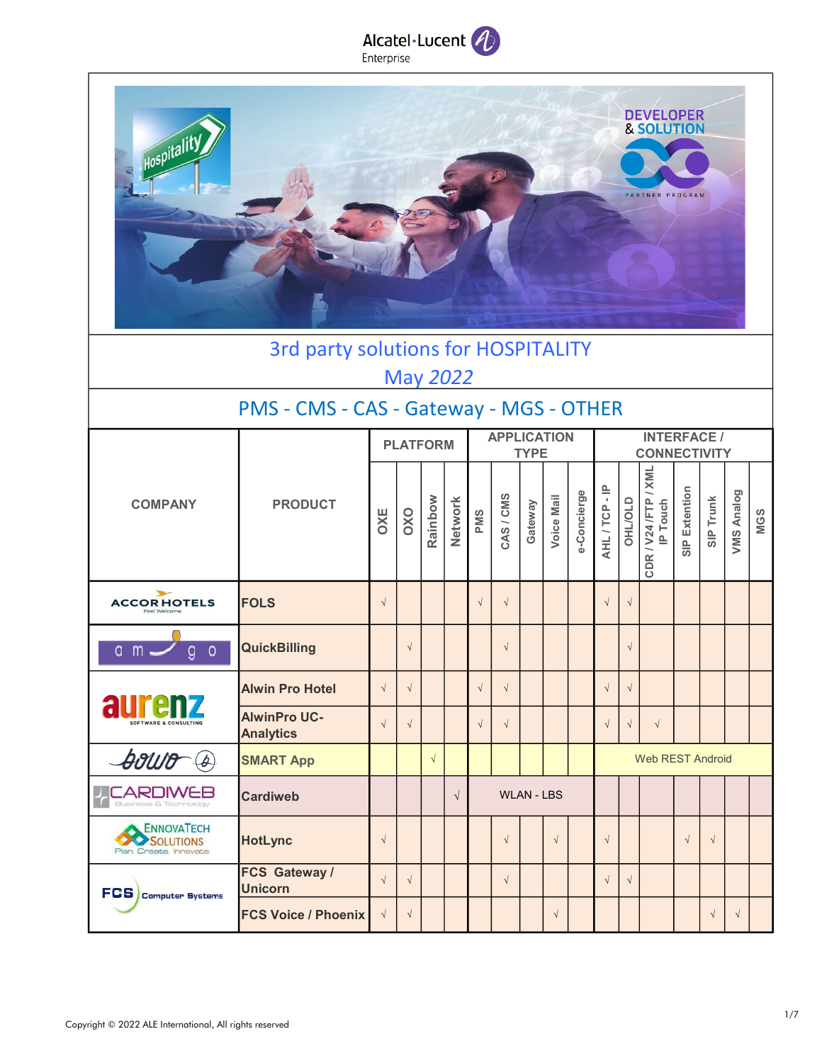# 3rd party solutions for HOSPITALITY

## May *2022*

## PMS - CMS - CAS - Gateway - MGS - OTHER

| COMPANY | PRODUCT | PLATFORM | | | | APPLICATION TYPE | | | | | INTERFACE / CONNECTIVITY | | | | | | |
|---|---|---|---|---|---|---|---|---|---|---|---|---|---|---|---|---|---|
| | | OXE | OXO | Rainbow | Network | PMS | CAS / CMS | Gateway | Voice Mail | e-Concierge | AHL / TCP - IP | OHL/OLD | CDR / V24 /FTP / XML IP Touch | SIP Extention | SIP Trunk | VMS Analog | MGS |
| ACCOR HOTELS | FOLS | √ | | | | √ | √ | | | | √ | √ | | | | | |
| amgo | QuickBilling | | √ | | | | √ | | | | | √ | | | | | |
| aurenz | Alwin Pro Hotel | √ | √ | | | √ | √ | | | | √ | √ | | | | | |
| aurenz | AlwinPro UC-Analytics | √ | √ | | | √ | √ | | | | √ | √ | √ | | | | |
| bowo | SMART App | | | √ | | | | | | | Web REST Android | | | | | | |
| CARDIWEB | Cardiweb | | | | √ | WLAN - LBS | | | | | | | | | | | |
| ENNOVATECH SOLUTIONS | HotLync | √ | | | | | √ | | √ | | √ | | | √ | √ | | |
| FCS Computer Systems | FCS Gateway / Unicorn | √ | √ | | | | √ | | | | √ | √ | | | | | |
| FCS Computer Systems | FCS Voice / Phoenix | √ | √ | | | | | | √ | | | | | | √ | √ | |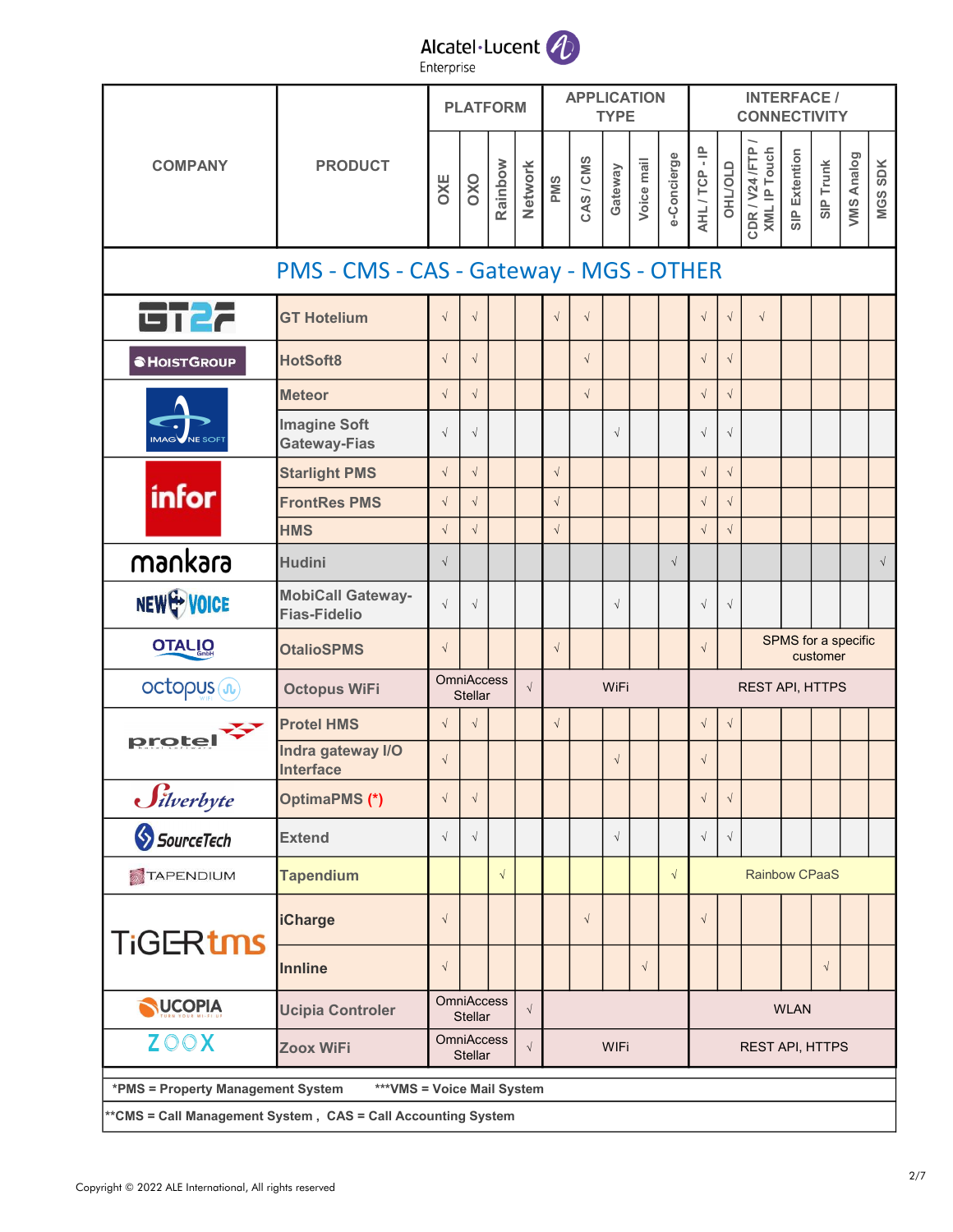| COMPANY | PRODUCT | PLATFORM | | | | APPLICATION TYPE | | | | | INTERFACE / CONNECTIVITY | | | | | | |
|---|---|---|---|---|---|---|---|---|---|---|---|---|---|---|---|---|---|
| | | OXE | OXO | Rainbow | Network | PMS | CAS / CMS | Gateway | Voice mail | e-Concierge | AHL / TCP - IP | OHL/OLD | CDR / V24 /FTP / XML IP Touch | SIP Extention | SIP Trunk | VMS Analog | MGS SDK |
| **PMS - CMS - CAS - Gateway - MGS - OTHER** | | | | | | | | | | | | | | | | | |
| GT27 | GT Hotelium | √ | √ | | | √ | √ | | | | √ | √ | √ | | | | |
| HoistGroup | HotSoft8 | √ | √ | | | | √ | | | | √ | √ | | | | | |
| Imagine Soft | Meteor | √ | √ | | | | √ | | | | √ | √ | | | | | |
| | Imagine Soft Gateway-Fias | √ | √ | | | | | √ | | | √ | √ | | | | | |
| infor | Starlight PMS | √ | √ | | | √ | | | | | √ | √ | | | | | |
| | FrontRes PMS | √ | √ | | | √ | | | | | √ | √ | | | | | |
| | HMS | √ | √ | | | √ | | | | | √ | √ | | | | | |
| mankara | Hudini | √ | | | | | | | | √ | | | | | | | √ |
| NEW VOICE | MobiCall Gateway-Fias-Fidelio | √ | √ | | | | | √ | | | √ | √ | | | | | |
| OTALIO GmbH | OtalioSPMS | √ | | | | √ | | | | | √ | | SPMS for a specific customer | | | | |
| octopus | Octopus WiFi | OmniAccess Stellar | | | √ | WiFi | | | | | REST API, HTTPS | | | | | | |
| protel | Protel HMS | √ | √ | | | √ | | | | | √ | √ | | | | | |
| | Indra gateway I/O Interface | √ | | | | | | √ | | | √ | | | | | | |
| Silverbyte | OptimaPMS (*) | √ | √ | | | | | | | | √ | √ | | | | | |
| SourceTech | Extend | √ | √ | | | | | √ | | | √ | √ | | | | | |
| TAPENDIUM | Tapendium | | | √ | | | | | | √ | Rainbow CPaaS | | | | | | |
| TiGERtms | iCharge | √ | | | | | √ | | | | √ | | | | | | |
| | Innline | √ | | | | | | | √ | | | | | | √ | | |
| UCOPIA | Ucipia Controler | OmniAccess Stellar | | | √ | | | | | | WLAN | | | | | | |
| ZOOX | Zoox WiFi | OmniAccess Stellar | | | √ | WiFi | | | | | REST API, HTTPS | | | | | | |

*PMS = Property Management System ***VMS = Voice Mail System

**CMS = Call Management System , CAS = Call Accounting System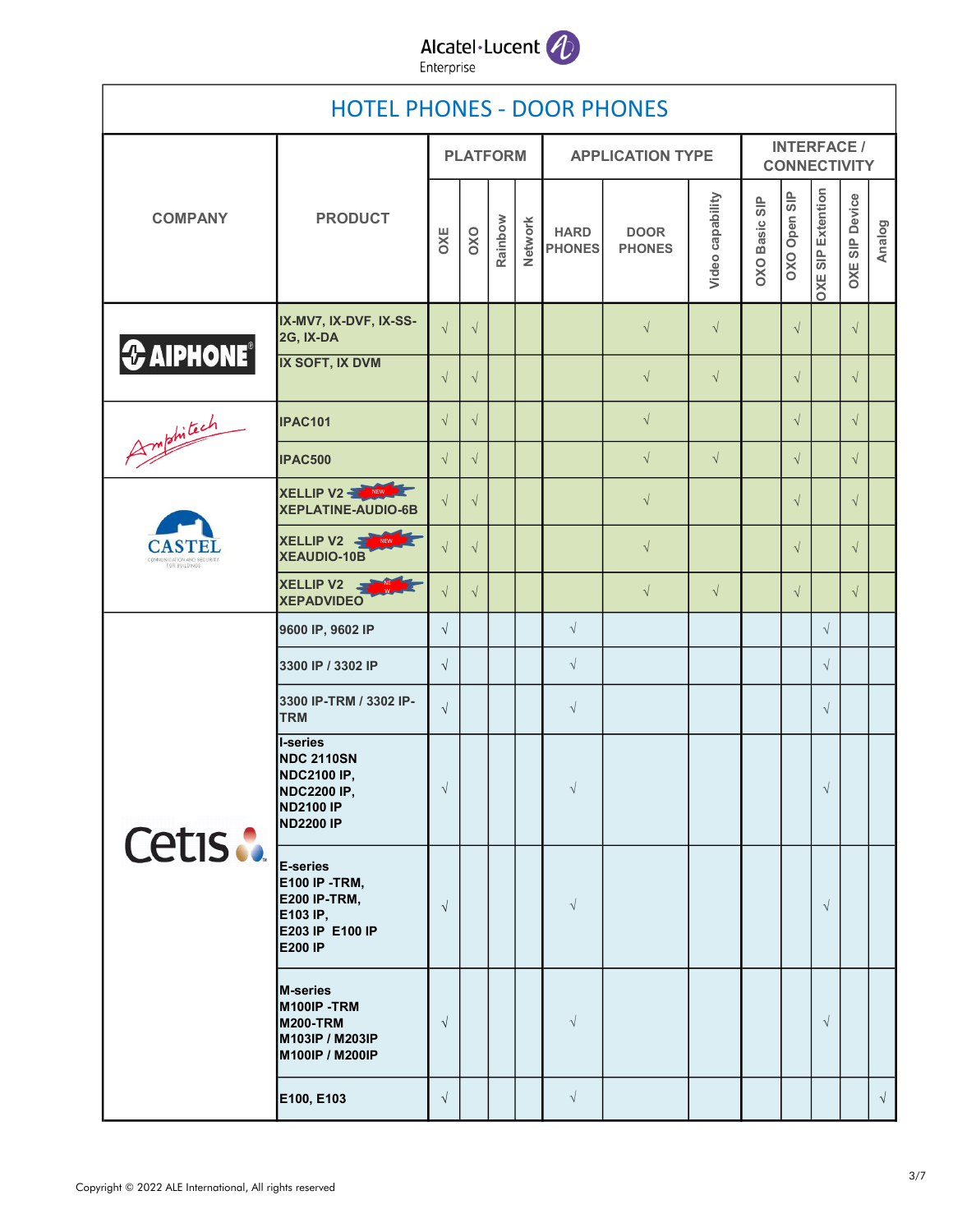# HOTEL PHONES - DOOR PHONES

| COMPANY | PRODUCT | PLATFORM | | | | APPLICATION TYPE | | | INTERFACE / CONNECTIVITY | | | | |
|---|---|---|---|---|---|---|---|---|---|---|---|---|---|
| | | OXE | OXO | Rainbow | Network | HARD PHONES | DOOR PHONES | Video capability | OXO Basic SIP | OXO Open SIP | OXE SIP Extention | OXE SIP Device | Analog |
| AIPHONE | IX-MV7, IX-DVF, IX-SS-2G, IX-DA | √ | √ | | | | √ | √ | | √ | | √ | |
| AIPHONE | IX SOFT, IX DVM | √ | √ | | | | √ | √ | | √ | | √ | |
| Amphitech | IPAC101 | √ | √ | | | | √ | | | √ | | √ | |
| Amphitech | IPAC500 | √ | √ | | | | √ | √ | | √ | | √ | |
| CASTEL | XELLIP V2 NEW XEPLATINE-AUDIO-6B | √ | √ | | | | √ | | | √ | | √ | |
| CASTEL | XELLIP V2 NEW XEAUDIO-10B | √ | √ | | | | √ | | | √ | | √ | |
| CASTEL | XELLIP V2 NEW XEPADVIDEO | √ | √ | | | | √ | √ | | √ | | √ | |
| Cetis | 9600 IP, 9602 IP | √ | | | | √ | | | | | √ | | |
| Cetis | 3300 IP / 3302 IP | √ | | | | √ | | | | | √ | | |
| Cetis | 3300 IP-TRM / 3302 IP-TRM | √ | | | | √ | | | | | √ | | |
| Cetis | I-series NDC 2110SN NDC2100 IP, NDC2200 IP, ND2100 IP ND2200 IP | √ | | | | √ | | | | | √ | | |
| Cetis | E-series E100 IP -TRM, E200 IP-TRM, E103 IP, E203 IP E100 IP E200 IP | √ | | | | √ | | | | | √ | | |
| Cetis | M-series M100IP -TRM M200-TRM M103IP / M203IP M100IP / M200IP | √ | | | | √ | | | | | √ | | |
| Cetis | E100, E103 | √ | | | | √ | | | | | | | √ |

Copyright © 2022 ALE International, All rights reserved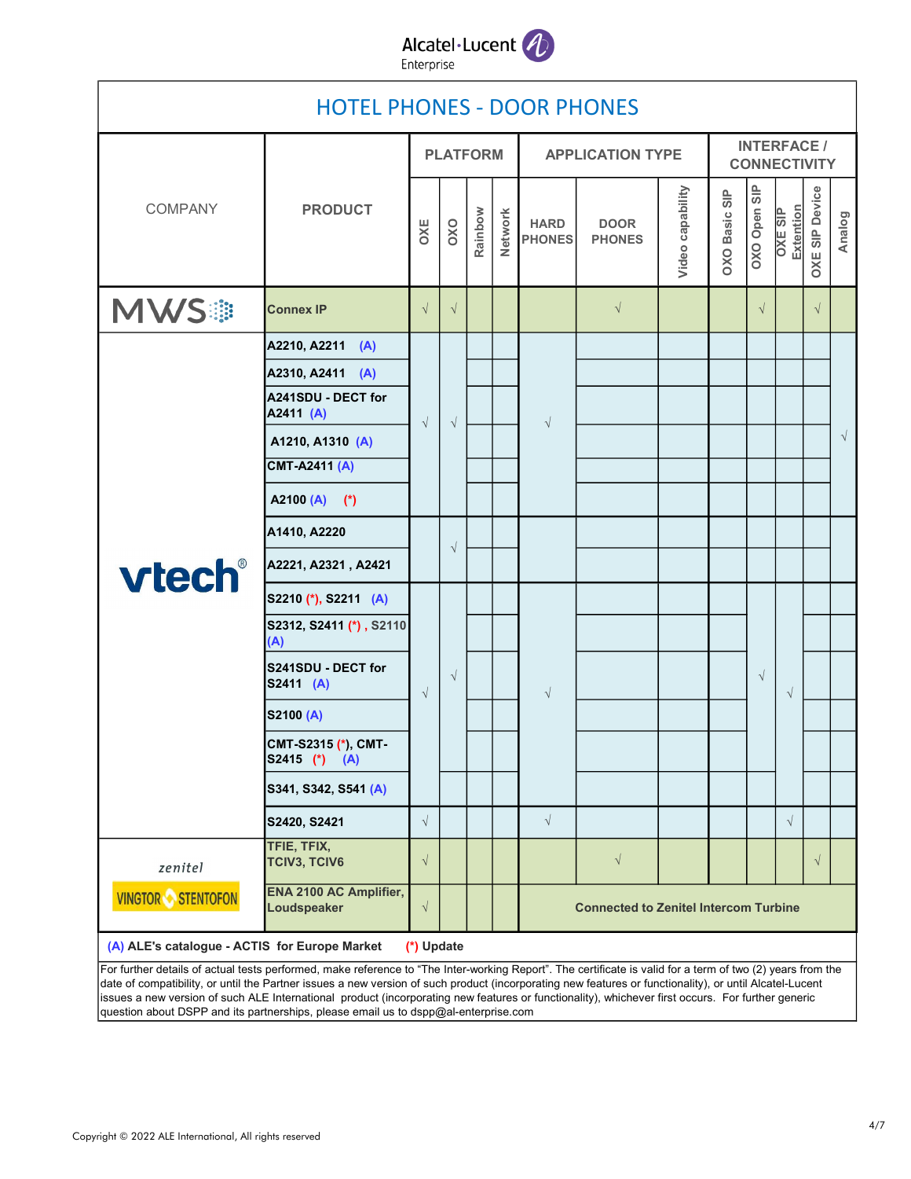# HOTEL PHONES - DOOR PHONES

| COMPANY | PRODUCT | PLATFORM | | | | APPLICATION TYPE | | | INTERFACE / CONNECTIVITY | | | | |
|---|---|---|---|---|---|---|---|---|---|---|---|---|---|
| | | OXE | OXO | Rainbow | Network | HARD PHONES | DOOR PHONES | Video capability | OXO Basic SIP | OXO Open SIP | OXE SIP Extention | OXE SIP Device | Analog |
| MWS | Connex IP | √ | √ | | | | √ | | | √ | | √ | |
| vtech | A2210, A2211 (A) | √ | √ | | | √ | | | | | | | √ |
| | A2310, A2411 (A) | | | | | | | | | | | | |
| | A241SDU - DECT for A2411 (A) | | | | | | | | | | | | |
| | A1210, A1310 (A) | | | | | | | | | | | | |
| | CMT-A2411 (A) | | | | | | | | | | | | |
| | A2100 (A) (*) | | | | | | | | | | | | |
| | A1410, A2220 | | √ | | | | | | | | | | |
| | A2221, A2321 , A2421 | | | | | | | | | | | | |
| | S2210 (*), S2211 (A) | √ | √ | | | √ | | | | √ | √ | | |
| | S2312, S2411 (*) , S2110 (A) | | | | | | | | | | | | |
| | S241SDU - DECT for S2411 (A) | | | | | | | | | | | | |
| | S2100 (A) | | | | | | | | | | | | |
| | CMT-S2315 (*), CMT-S2415 (*) (A) | | | | | | | | | | | | |
| | S341, S342, S541 (A) | | | | | | | | | | | | |
| | S2420, S2421 | √ | | | | √ | | | | | √ | | |
| zenitel VINGTOR STENTOFON | TFIE, TFIX, TCIV3, TCIV6 | √ | | | | | √ | | | | | √ | |
| | ENA 2100 AC Amplifier, Loudspeaker | √ | | | | Connected to Zenitel Intercom Turbine | | | | | | | |

(A) ALE's catalogue - ACTIS for Europe Market (*) Update

For further details of actual tests performed, make reference to "The Inter-working Report". The certificate is valid for a term of two (2) years from the date of compatibility, or until the Partner issues a new version of such product (incorporating new features or functionality), or until Alcatel-Lucent issues a new version of such ALE International product (incorporating new features or functionality), whichever first occurs. For further generic question about DSPP and its partnerships, please email us to dspp@al-enterprise.com

Copyright © 2022 ALE International, All rights reserved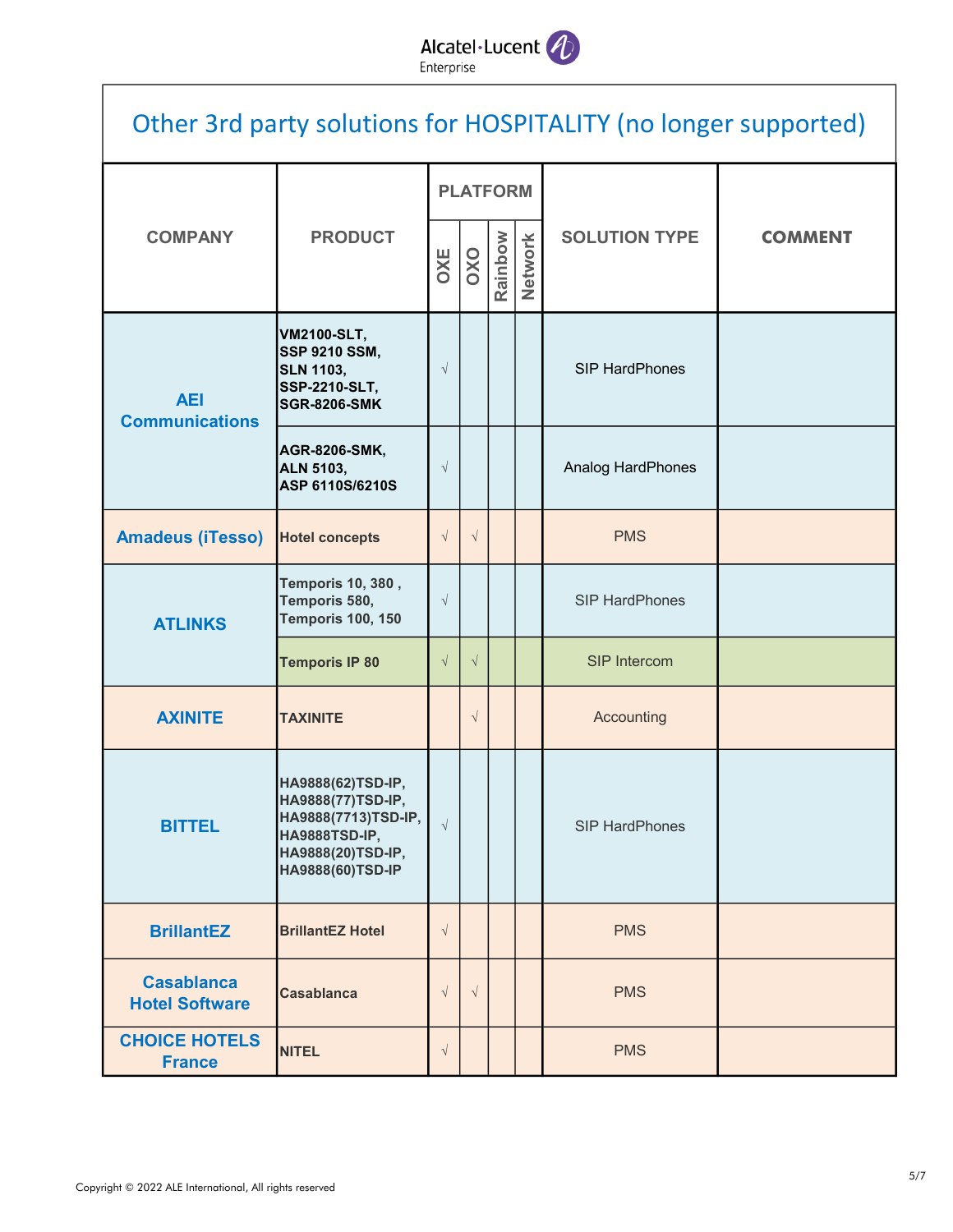# Other 3rd party solutions for HOSPITALITY (no longer supported)

| COMPANY | PRODUCT | PLATFORM | | | | SOLUTION TYPE | COMMENT |
|---|---|---|---|---|---|---|---|
| | | OXE | OXO | Rainbow | Network | | |
| **AEI Communications** | **VM2100-SLT, SSP 9210 SSM, SLN 1103, SSP-2210-SLT, SGR-8206-SMK** | √ | | | | SIP HardPhones | |
| | **AGR-8206-SMK, ALN 5103, ASP 6110S/6210S** | √ | | | | Analog HardPhones | |
| **Amadeus (iTesso)** | **Hotel concepts** | √ | √ | | | PMS | |
| **ATLINKS** | **Temporis 10, 380 , Temporis 580, Temporis 100, 150** | √ | | | | SIP HardPhones | |
| | **Temporis IP 80** | √ | √ | | | SIP Intercom | |
| **AXINITE** | **TAXINITE** | | √ | | | Accounting | |
| **BITTEL** | **HA9888(62)TSD-IP, HA9888(77)TSD-IP, HA9888(7713)TSD-IP, HA9888TSD-IP, HA9888(20)TSD-IP, HA9888(60)TSD-IP** | √ | | | | SIP HardPhones | |
| **BrillantEZ** | **BrillantEZ Hotel** | √ | | | | PMS | |
| **Casablanca Hotel Software** | **Casablanca** | √ | √ | | | PMS | |
| **CHOICE HOTELS France** | **NITEL** | √ | | | | PMS | |

Copyright © 2022 ALE International, All rights reserved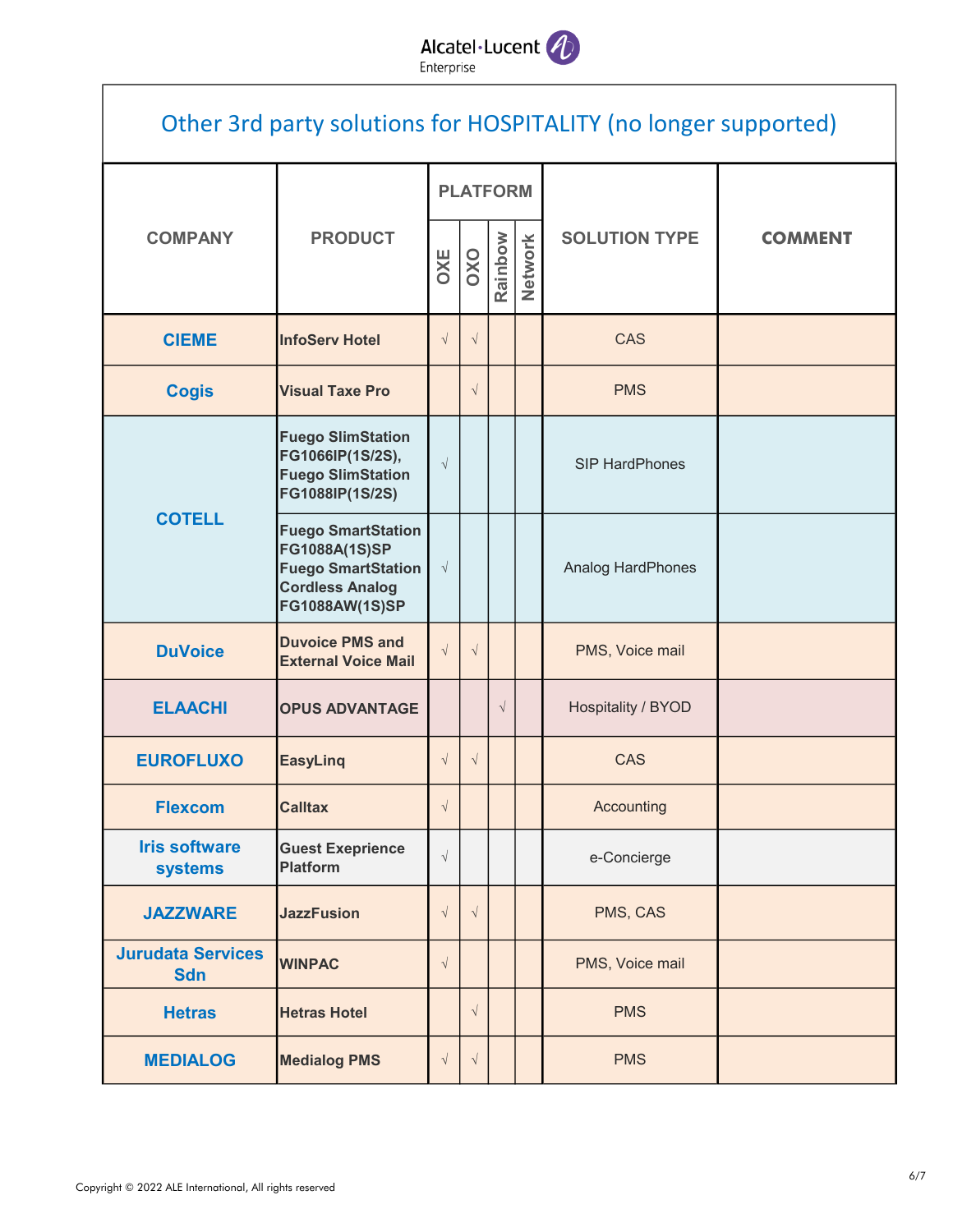## Other 3rd party solutions for HOSPITALITY (no longer supported)

| COMPANY | PRODUCT | PLATFORM | | | | SOLUTION TYPE | COMMENT |
|---|---|---|---|---|---|---|---|
| | | OXE | OXO | Rainbow | Network | | |
| **CIEME** | **InfoServ Hotel** | √ | √ | | | CAS | |
| **Cogis** | **Visual Taxe Pro** | | √ | | | PMS | |
| **COTELL** | **Fuego SlimStation FG1066IP(1S/2S), Fuego SlimStation FG1088IP(1S/2S)** | √ | | | | SIP HardPhones | |
| **COTELL** | **Fuego SmartStation FG1088A(1S)SP Fuego SmartStation Cordless Analog FG1088AW(1S)SP** | √ | | | | Analog HardPhones | |
| **DuVoice** | **Duvoice PMS and External Voice Mail** | √ | √ | | | PMS, Voice mail | |
| **ELAACHI** | **OPUS ADVANTAGE** | | | √ | | Hospitality / BYOD | |
| **EUROFLUXO** | **EasyLinq** | √ | √ | | | CAS | |
| **Flexcom** | **Calltax** | √ | | | | Accounting | |
| **Iris software systems** | **Guest Exeprience Platform** | √ | | | | e-Concierge | |
| **JAZZWARE** | **JazzFusion** | √ | √ | | | PMS, CAS | |
| **Jurudata Services Sdn** | **WINPAC** | √ | | | | PMS, Voice mail | |
| **Hetras** | **Hetras Hotel** | | √ | | | PMS | |
| **MEDIALOG** | **Medialog PMS** | √ | √ | | | PMS | |

Copyright © 2022 ALE International, All rights reserved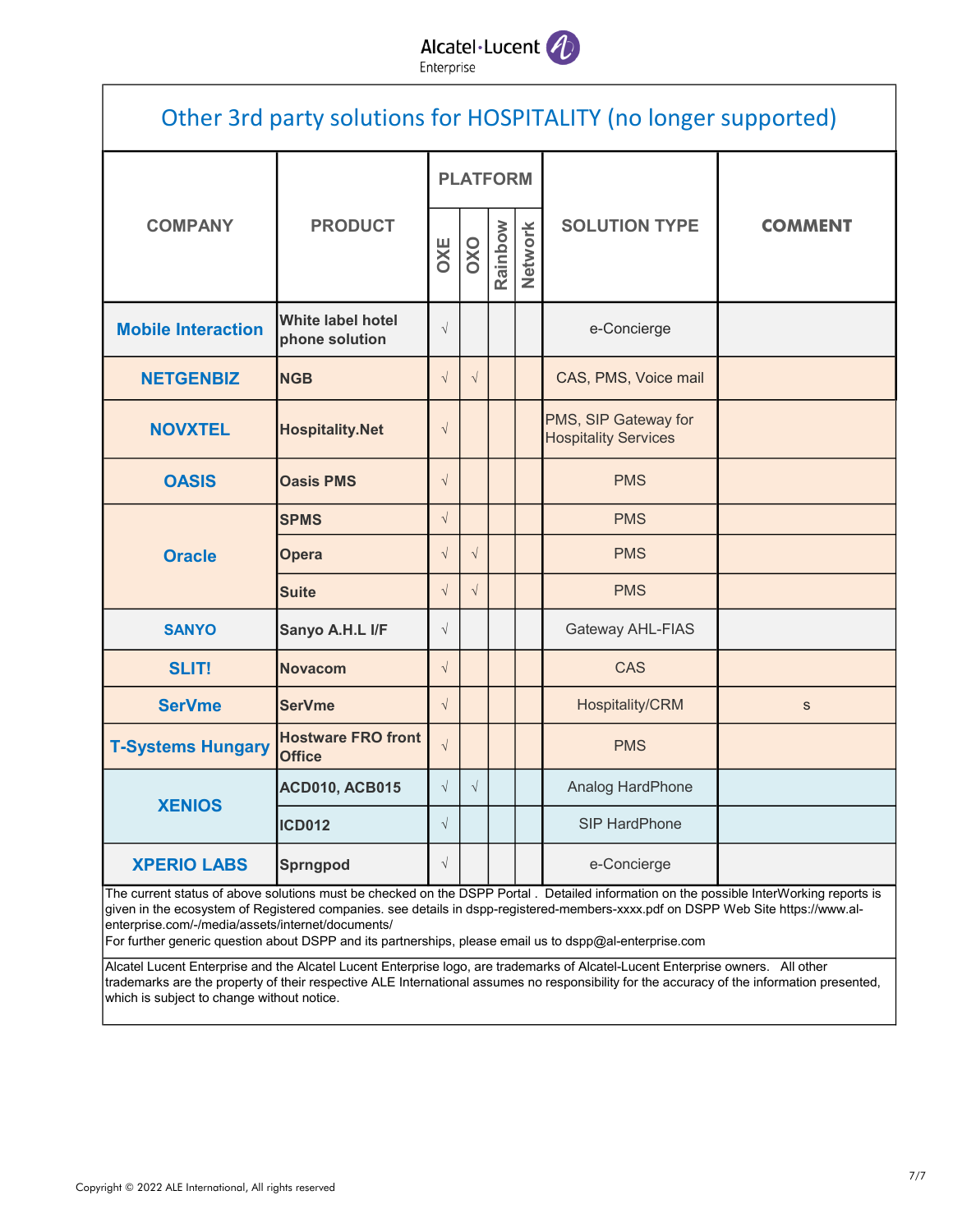## Other 3rd party solutions for HOSPITALITY (no longer supported)

| COMPANY | PRODUCT | PLATFORM | | | | SOLUTION TYPE | COMMENT |
|---|---|---|---|---|---|---|---|
| | | OXE | OXO | Rainbow | Network | | |
| **Mobile Interaction** | **White label hotel phone solution** | √ | | | | e-Concierge | |
| **NETGENBIZ** | **NGB** | √ | √ | | | CAS, PMS, Voice mail | |
| **NOVXTEL** | **Hospitality.Net** | √ | | | | PMS, SIP Gateway for Hospitality Services | |
| **OASIS** | **Oasis PMS** | √ | | | | PMS | |
| **Oracle** | **SPMS** | √ | | | | PMS | |
| | **Opera** | √ | √ | | | PMS | |
| | **Suite** | √ | √ | | | PMS | |
| **SANYO** | **Sanyo A.H.L I/F** | √ | | | | Gateway AHL-FIAS | |
| **SLIT!** | **Novacom** | √ | | | | CAS | |
| **SerVme** | **SerVme** | √ | | | | Hospitality/CRM | s |
| **T-Systems Hungary** | **Hostware FRO front Office** | √ | | | | PMS | |
| **XENIOS** | **ACD010, ACB015** | √ | √ | | | Analog HardPhone | |
| | **ICD012** | √ | | | | SIP HardPhone | |
| **XPERIO LABS** | **Sprngpod** | √ | | | | e-Concierge | |

The current status of above solutions must be checked on the DSPP Portal . Detailed information on the possible InterWorking reports is given in the ecosystem of Registered companies. see details in dspp-registered-members-xxxx.pdf on DSPP Web Site https://www.al-enterprise.com/-/media/assets/internet/documents/
For further generic question about DSPP and its partnerships, please email us to dspp@al-enterprise.com

Alcatel Lucent Enterprise and the Alcatel Lucent Enterprise logo, are trademarks of Alcatel-Lucent Enterprise owners. All other trademarks are the property of their respective ALE International assumes no responsibility for the accuracy of the information presented, which is subject to change without notice.

Copyright © 2022 ALE International, All rights reserved